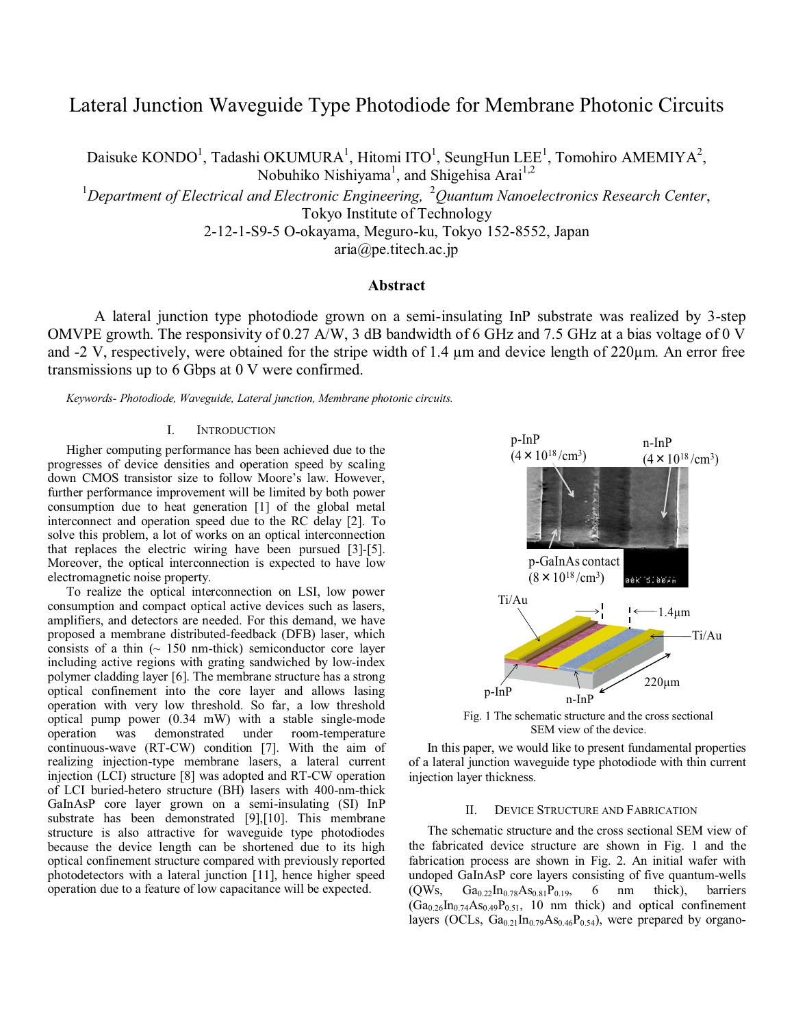# Lateral Junction Waveguide Type Photodiode for Membrane Photonic Circuits

Daisuke KONDO[1], Tadashi OKUMURA[1], Hitomi ITO[1], SeungHun LEE[1], Tomohiro AMEMIYA[2], Nobuhiko Nishiyama[1], and Shigehisa Arai[1,2]

[1]*Department of Electrical and Electronic Engineering,* [2]*Quantum Nanoelectronics Research Center*, Tokyo Institute of Technology
2-12-1-S9-5 O-okayama, Meguro-ku, Tokyo 152-8552, Japan
aria@pe.titech.ac.jp

## Abstract

A lateral junction type photodiode grown on a semi-insulating InP substrate was realized by 3-step OMVPE growth. The responsivity of 0.27 A/W, 3 dB bandwidth of 6 GHz and 7.5 GHz at a bias voltage of 0 V and -2 V, respectively, were obtained for the stripe width of 1.4 µm and device length of 220µm. An error free transmissions up to 6 Gbps at 0 V were confirmed.

*Keywords- Photodiode, Waveguide, Lateral junction, Membrane photonic circuits.*

## I. Introduction

Higher computing performance has been achieved due to the progresses of device densities and operation speed by scaling down CMOS transistor size to follow Moore's law. However, further performance improvement will be limited by both power consumption due to heat generation [1] of the global metal interconnect and operation speed due to the RC delay [2]. To solve this problem, a lot of works on an optical interconnection that replaces the electric wiring have been pursued [3]-[5]. Moreover, the optical interconnection is expected to have low electromagnetic noise property.

To realize the optical interconnection on LSI, low power consumption and compact optical active devices such as lasers, amplifiers, and detectors are needed. For this demand, we have proposed a membrane distributed-feedback (DFB) laser, which consists of a thin (~ 150 nm-thick) semiconductor core layer including active regions with grating sandwiched by low-index polymer cladding layer [6]. The membrane structure has a strong optical confinement into the core layer and allows lasing operation with very low threshold. So far, a low threshold optical pump power (0.34 mW) with a stable single-mode operation was demonstrated under room-temperature continuous-wave (RT-CW) condition [7]. With the aim of realizing injection-type membrane lasers, a lateral current injection (LCI) structure [8] was adopted and RT-CW operation of LCI buried-hetero structure (BH) lasers with 400-nm-thick GaInAsP core layer grown on a semi-insulating (SI) InP substrate has been demonstrated [9],[10]. This membrane structure is also attractive for waveguide type photodiodes because the device length can be shortened due to its high optical confinement structure compared with previously reported photodetectors with a lateral junction [11], hence higher speed operation due to a feature of low capacitance will be expected.

p-InP ($4\times10^{18}$/cm$^3$) n-InP ($4\times10^{18}$/cm$^3$) p-GaInAs contact ($8\times10^{18}$/cm$^3$) Ti/Au 1.4µm Ti/Au 220µm p-InP n-InP

Fig. 1 The schematic structure and the cross sectional SEM view of the device.

In this paper, we would like to present fundamental properties of a lateral junction waveguide type photodiode with thin current injection layer thickness.

## II. Device Structure and Fabrication

The schematic structure and the cross sectional SEM view of the fabricated device structure are shown in Fig. 1 and the fabrication process are shown in Fig. 2. An initial wafer with undoped GaInAsP core layers consisting of five quantum-wells (QWs, $Ga_{0.22}In_{0.78}As_{0.81}P_{0.19}$, 6 nm thick), barriers ($Ga_{0.26}In_{0.74}As_{0.49}P_{0.51}$, 10 nm thick) and optical confinement layers (OCLs, $Ga_{0.21}In_{0.79}As_{0.46}P_{0.54}$), were prepared by organo-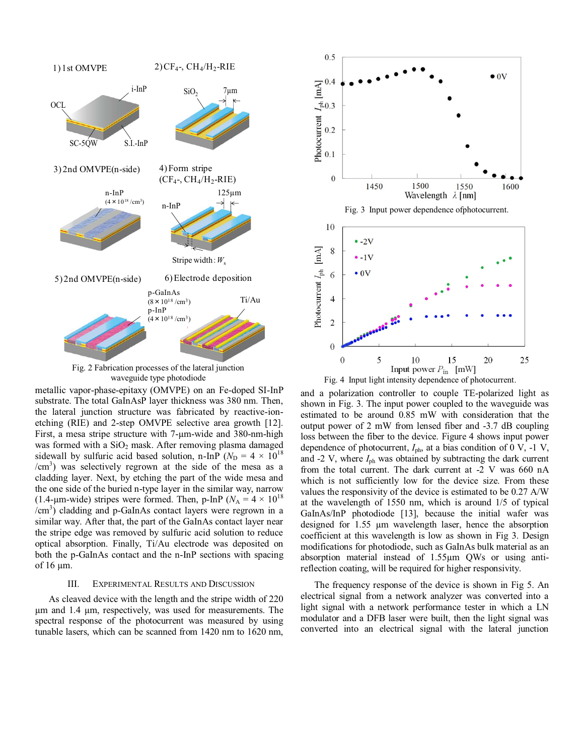Fig. 2 Fabrication processes of the lateral junction waveguide type photodiode

metallic vapor-phase-epitaxy (OMVPE) on an Fe-doped SI-InP substrate. The total GaInAsP layer thickness was 380 nm. Then, the lateral junction structure was fabricated by reactive-ion-etching (RIE) and 2-step OMVPE selective area growth [12]. First, a mesa stripe structure with 7-μm-wide and 380-nm-high was formed with a $SiO_2$ mask. After removing plasma damaged sidewall by sulfuric acid based solution, n-InP ($N_D$ = 4 × $10^{18}$ /$cm^3$) was selectively regrown at the side of the mesa as a cladding layer. Next, by etching the part of the wide mesa and the one side of the buried n-type layer in the similar way, narrow (1.4-μm-wide) stripes were formed. Then, p-InP ($N_A$ = 4 × $10^{18}$ /$cm^3$) cladding and p-GaInAs contact layers were regrown in a similar way. After that, the part of the GaInAs contact layer near the stripe edge was removed by sulfuric acid solution to reduce optical absorption. Finally, Ti/Au electrode was deposited on both the p-GaInAs contact and the n-InP sections with spacing of 16 μm.

## III. Experimental Results and Discussion

As cleaved device with the length and the stripe width of 220 μm and 1.4 μm, respectively, was used for measurements. The spectral response of the photocurrent was measured by using tunable lasers, which can be scanned from 1420 nm to 1620 nm, and a polarization controller to couple TE-polarized light as shown in Fig. 3. The input power coupled to the waveguide was estimated to be around 0.85 mW with consideration that the output power of 2 mW from lensed fiber and -3.7 dB coupling loss between the fiber to the device. Figure 4 shows input power dependence of photocurrent, $I_{ph}$, at a bias condition of 0 V, -1 V, and -2 V, where $I_{ph}$ was obtained by subtracting the dark current from the total current. The dark current at -2 V was 660 nA which is not sufficiently low for the device size. From these values the responsivity of the device is estimated to be 0.27 A/W at the wavelength of 1550 nm, which is around 1/5 of typical GaInAs/InP photodiode [13], because the initial wafer was designed for 1.55 μm wavelength laser, hence the absorption coefficient at this wavelength is low as shown in Fig 3. Design modifications for photodiode, such as GaInAs bulk material as an absorption material instead of 1.55μm QWs or using anti-reflection coating, will be required for higher responsivity.

Fig. 3 Input power dependence ofphotocurrent.

Fig. 4 Input light intensity dependence of photocurrent.

The frequency response of the device is shown in Fig 5. An electrical signal from a network analyzer was converted into a light signal with a network performance tester in which a LN modulator and a DFB laser were built, then the light signal was converted into an electrical signal with the lateral junction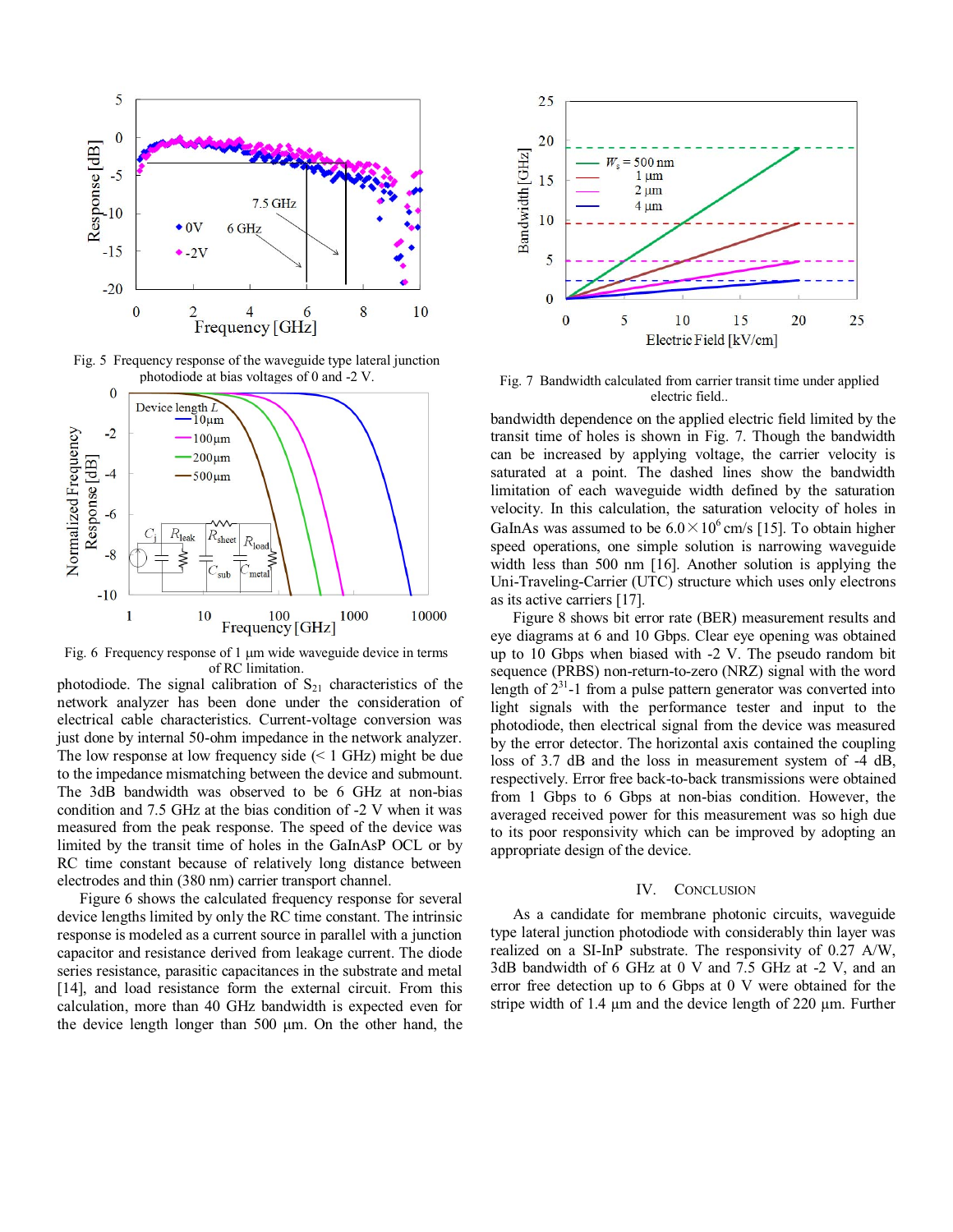Fig. 5 Frequency response of the waveguide type lateral junction photodiode at bias voltages of 0 and -2 V.

Fig. 6 Frequency response of 1 μm wide waveguide device in terms of RC limitation.

photodiode. The signal calibration of $S_{21}$ characteristics of the network analyzer has been done under the consideration of electrical cable characteristics. Current-voltage conversion was just done by internal 50-ohm impedance in the network analyzer. The low response at low frequency side (< 1 GHz) might be due to the impedance mismatching between the device and submount. The 3dB bandwidth was observed to be 6 GHz at non-bias condition and 7.5 GHz at the bias condition of -2 V when it was measured from the peak response. The speed of the device was limited by the transit time of holes in the GaInAsP OCL or by RC time constant because of relatively long distance between electrodes and thin (380 nm) carrier transport channel.

Figure 6 shows the calculated frequency response for several device lengths limited by only the RC time constant. The intrinsic response is modeled as a current source in parallel with a junction capacitor and resistance derived from leakage current. The diode series resistance, parasitic capacitances in the substrate and metal [14], and load resistance form the external circuit. From this calculation, more than 40 GHz bandwidth is expected even for the device length longer than 500 μm. On the other hand, the bandwidth dependence on the applied electric field limited by the transit time of holes is shown in Fig. 7. Though the bandwidth can be increased by applying voltage, the carrier velocity is saturated at a point. The dashed lines show the bandwidth limitation of each waveguide width defined by the saturation velocity. In this calculation, the saturation velocity of holes in GaInAs was assumed to be $6.0\times10^{6}$ cm/s [15]. To obtain higher speed operations, one simple solution is narrowing waveguide width less than 500 nm [16]. Another solution is applying the Uni-Traveling-Carrier (UTC) structure which uses only electrons as its active carriers [17].

Fig. 7 Bandwidth calculated from carrier transit time under applied electric field..

Figure 8 shows bit error rate (BER) measurement results and eye diagrams at 6 and 10 Gbps. Clear eye opening was obtained up to 10 Gbps when biased with -2 V. The pseudo random bit sequence (PRBS) non-return-to-zero (NRZ) signal with the word length of $2^{31}$-1 from a pulse pattern generator was converted into light signals with the performance tester and input to the photodiode, then electrical signal from the device was measured by the error detector. The horizontal axis contained the coupling loss of 3.7 dB and the loss in measurement system of -4 dB, respectively. Error free back-to-back transmissions were obtained from 1 Gbps to 6 Gbps at non-bias condition. However, the averaged received power for this measurement was so high due to its poor responsivity which can be improved by adopting an appropriate design of the device.

## IV. Conclusion

As a candidate for membrane photonic circuits, waveguide type lateral junction photodiode with considerably thin layer was realized on a SI-InP substrate. The responsivity of 0.27 A/W, 3dB bandwidth of 6 GHz at 0 V and 7.5 GHz at -2 V, and an error free detection up to 6 Gbps at 0 V were obtained for the stripe width of 1.4 μm and the device length of 220 μm. Further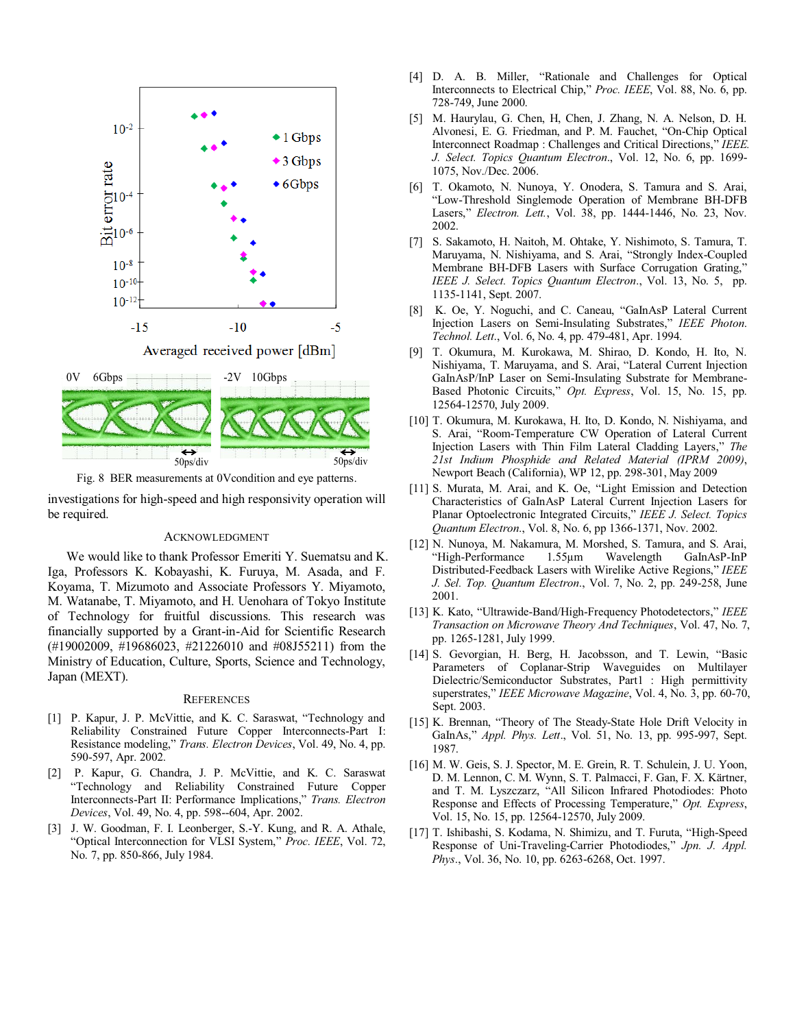Bit error rate

$10^{-2}$

$10^{-4}$

$10^{-6}$

$10^{-8}$

$10^{-10}$

$10^{-12}$

-15

-10

-5

Averaged received power [dBm]

1 Gbps

3 Gbps

6Gbps

0V 6Gbps

50ps/div

-2V 10Gbps

50ps/div

Fig. 8 BER measurements at 0Vcondition and eye patterns.

investigations for high-speed and high responsivity operation will be required.

## Acknowledgment

We would like to thank Professor Emeriti Y. Suematsu and K. Iga, Professors K. Kobayashi, K. Furuya, M. Asada, and F. Koyama, T. Mizumoto and Associate Professors Y. Miyamoto, M. Watanabe, T. Miyamoto, and H. Uenohara of Tokyo Institute of Technology for fruitful discussions. This research was financially supported by a Grant-in-Aid for Scientific Research (#19002009, #19686023, #21226010 and #08J55211) from the Ministry of Education, Culture, Sports, Science and Technology, Japan (MEXT).

## References

[1] P. Kapur, J. P. McVittie, and K. C. Saraswat, "Technology and Reliability Constrained Future Copper Interconnects-Part I: Resistance modeling," *Trans. Electron Devices*, Vol. 49, No. 4, pp. 590-597, Apr. 2002.

[2] P. Kapur, G. Chandra, J. P. McVittie, and K. C. Saraswat "Technology and Reliability Constrained Future Copper Interconnects-Part II: Performance Implications," *Trans. Electron Devices*, Vol. 49, No. 4, pp. 598--604, Apr. 2002.

[3] J. W. Goodman, F. I. Leonberger, S.-Y. Kung, and R. A. Athale, "Optical Interconnection for VLSI System," *Proc. IEEE*, Vol. 72, No. 7, pp. 850-866, July 1984.

[4] D. A. B. Miller, "Rationale and Challenges for Optical Interconnects to Electrical Chip," *Proc. IEEE*, Vol. 88, No. 6, pp. 728-749, June 2000.

[5] M. Haurylau, G. Chen, H, Chen, J. Zhang, N. A. Nelson, D. H. Alvonesi, E. G. Friedman, and P. M. Fauchet, "On-Chip Optical Interconnect Roadmap : Challenges and Critical Directions," *IEEE. J. Select. Topics Quantum Electron*., Vol. 12, No. 6, pp. 1699-1075, Nov./Dec. 2006.

[6] T. Okamoto, N. Nunoya, Y. Onodera, S. Tamura and S. Arai, "Low-Threshold Singlemode Operation of Membrane BH-DFB Lasers," *Electron. Lett.*, Vol. 38, pp. 1444-1446, No. 23, Nov. 2002.

[7] S. Sakamoto, H. Naitoh, M. Ohtake, Y. Nishimoto, S. Tamura, T. Maruyama, N. Nishiyama, and S. Arai, "Strongly Index-Coupled Membrane BH-DFB Lasers with Surface Corrugation Grating," *IEEE J. Select. Topics Quantum Electron*., Vol. 13, No. 5, pp. 1135-1141, Sept. 2007.

[8] K. Oe, Y. Noguchi, and C. Caneau, "GaInAsP Lateral Current Injection Lasers on Semi-Insulating Substrates," *IEEE Photon. Technol. Lett.*, Vol. 6, No. 4, pp. 479-481, Apr. 1994.

[9] T. Okumura, M. Kurokawa, M. Shirao, D. Kondo, H. Ito, N. Nishiyama, T. Maruyama, and S. Arai, "Lateral Current Injection GaInAsP/InP Laser on Semi-Insulating Substrate for Membrane-Based Photonic Circuits," *Opt. Express*, Vol. 15, No. 15, pp. 12564-12570, July 2009.

[10] T. Okumura, M. Kurokawa, H. Ito, D. Kondo, N. Nishiyama, and S. Arai, "Room-Temperature CW Operation of Lateral Current Injection Lasers with Thin Film Lateral Cladding Layers," *The 21st Indium Phosphide and Related Material (IPRM 2009)*, Newport Beach (California), WP 12, pp. 298-301, May 2009

[11] S. Murata, M. Arai, and K. Oe, "Light Emission and Detection Characteristics of GaInAsP Lateral Current Injection Lasers for Planar Optoelectronic Integrated Circuits," *IEEE J. Select. Topics Quantum Electron*., Vol. 8, No. 6, pp 1366-1371, Nov. 2002.

[12] N. Nunoya, M. Nakamura, M. Morshed, S. Tamura, and S. Arai, "High-Performance 1.55μm Wavelength GaInAsP-InP Distributed-Feedback Lasers with Wirelike Active Regions," *IEEE J. Sel. Top. Quantum Electron*., Vol. 7, No. 2, pp. 249-258, June 2001.

[13] K. Kato, "Ultrawide-Band/High-Frequency Photodetectors," *IEEE Transaction on Microwave Theory And Techniques*, Vol. 47, No. 7, pp. 1265-1281, July 1999.

[14] S. Gevorgian, H. Berg, H. Jacobsson, and T. Lewin, "Basic Parameters of Coplanar-Strip Waveguides on Multilayer Dielectric/Semiconductor Substrates, Part1 : High permittivity superstrates," *IEEE Microwave Magazine*, Vol. 4, No. 3, pp. 60-70, Sept. 2003.

[15] K. Brennan, "Theory of The Steady-State Hole Drift Velocity in GaInAs," *Appl. Phys. Lett*., Vol. 51, No. 13, pp. 995-997, Sept. 1987.

[16] M. W. Geis, S. J. Spector, M. E. Grein, R. T. Schulein, J. U. Yoon, D. M. Lennon, C. M. Wynn, S. T. Palmacci, F. Gan, F. X. Kärtner, and T. M. Lyszczarz, "All Silicon Infrared Photodiodes: Photo Response and Effects of Processing Temperature," *Opt. Express*, Vol. 15, No. 15, pp. 12564-12570, July 2009.

[17] T. Ishibashi, S. Kodama, N. Shimizu, and T. Furuta, "High-Speed Response of Uni-Traveling-Carrier Photodiodes," *Jpn. J. Appl. Phys*., Vol. 36, No. 10, pp. 6263-6268, Oct. 1997.